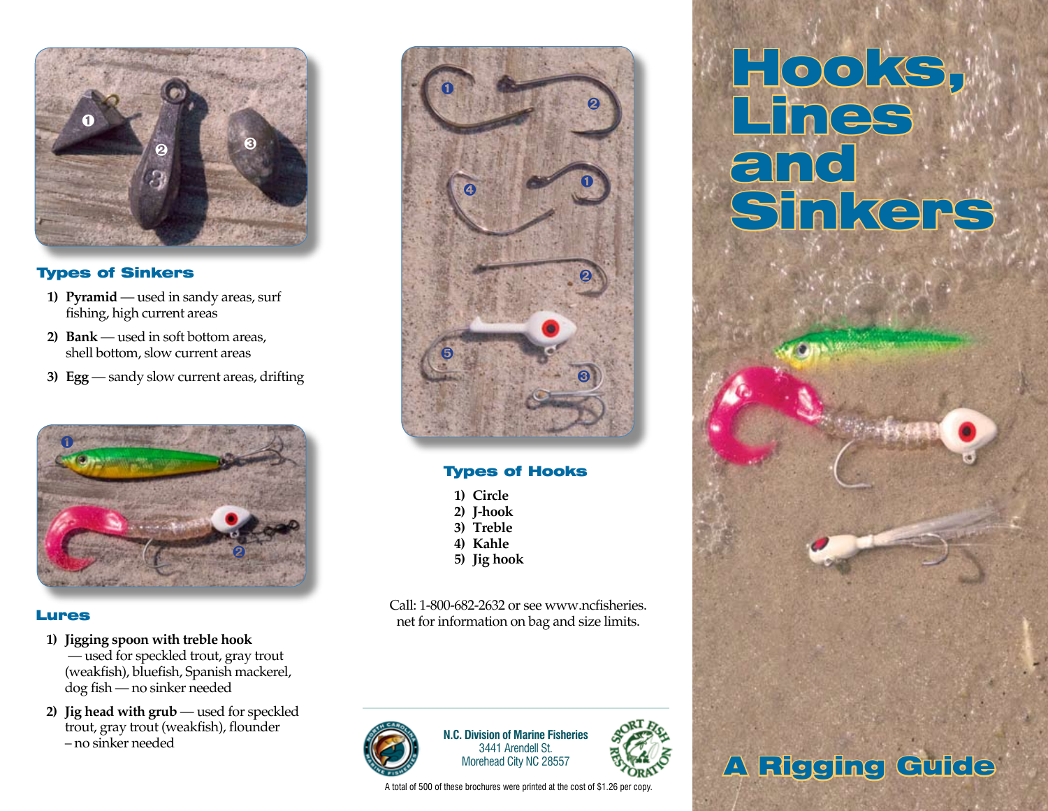## Types of Sinkers

1) **Pyramid** — used in sandy areas, surf fishing, high current areas
2) **Bank** — used in soft bottom areas, shell bottom, slow current areas
3) **Egg** — sandy slow current areas, drifting

## Lures

1) **Jigging spoon with treble hook** — used for speckled trout, gray trout (weakfish), bluefish, Spanish mackerel, dog fish — no sinker needed
2) **Jig head with grub** — used for speckled trout, gray trout (weakfish), flounder – no sinker needed

## Types of Hooks

1) **Circle**
2) **J-hook**
3) **Treble**
4) **Kahle**
5) **Jig hook**

Call: 1-800-682-2632 or see www.ncfisheries.net for information on bag and size limits.

**N.C. Division of Marine Fisheries**
3441 Arendell St.
Morehead City NC 28557

A total of 500 of these brochures were printed at the cost of $1.26 per copy.

# Hooks, Lines and Sinkers

## A Rigging Guide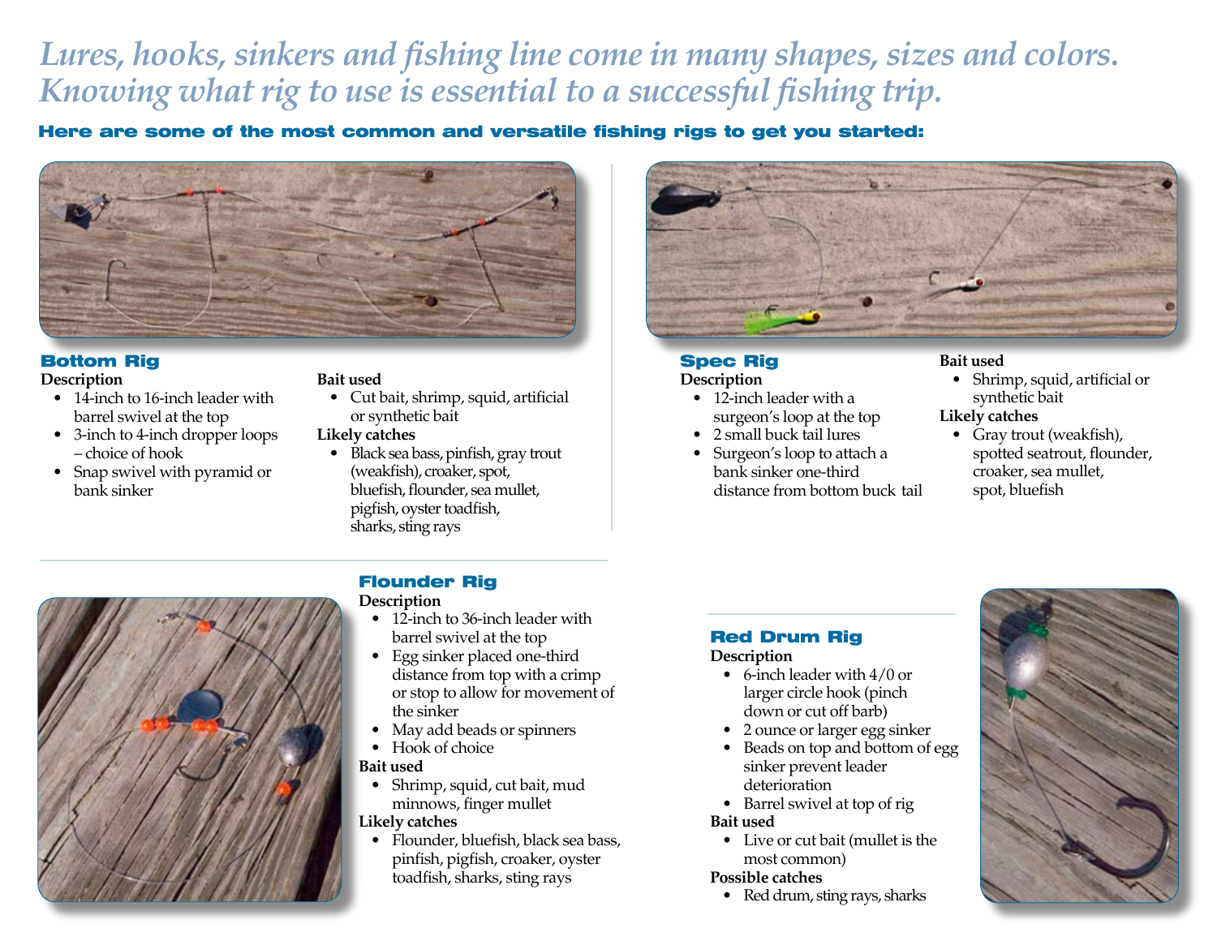*Lures, hooks, sinkers and fishing line come in many shapes, sizes and colors. Knowing what rig to use is essential to a successful fishing trip.*

**Here are some of the most common and versatile fishing rigs to get you started:**

## Bottom Rig

**Description**

- 14-inch to 16-inch leader with barrel swivel at the top
- 3-inch to 4-inch dropper loops – choice of hook
- Snap swivel with pyramid or bank sinker

**Bait used**

- Cut bait, shrimp, squid, artificial or synthetic bait

**Likely catches**

- Black sea bass, pinfish, gray trout (weakfish), croaker, spot, bluefish, flounder, sea mullet, pigfish, oyster toadfish, sharks, sting rays

## Spec Rig

**Description**

- 12-inch leader with a surgeon's loop at the top
- 2 small buck tail lures
- Surgeon's loop to attach a bank sinker one-third distance from bottom buck tail

**Bait used**

- Shrimp, squid, artificial or synthetic bait

**Likely catches**

- Gray trout (weakfish), spotted seatrout, flounder, croaker, sea mullet, spot, bluefish

## Flounder Rig

**Description**

- 12-inch to 36-inch leader with barrel swivel at the top
- Egg sinker placed one-third distance from top with a crimp or stop to allow for movement of the sinker
- May add beads or spinners
- Hook of choice

**Bait used**

- Shrimp, squid, cut bait, mud minnows, finger mullet

**Likely catches**

- Flounder, bluefish, black sea bass, pinfish, pigfish, croaker, oyster toadfish, sharks, sting rays

## Red Drum Rig

**Description**

- 6-inch leader with 4/0 or larger circle hook (pinch down or cut off barb)
- 2 ounce or larger egg sinker
- Beads on top and bottom of egg sinker prevent leader deterioration
- Barrel swivel at top of rig

**Bait used**

- Live or cut bait (mullet is the most common)

**Possible catches**

- Red drum, sting rays, sharks